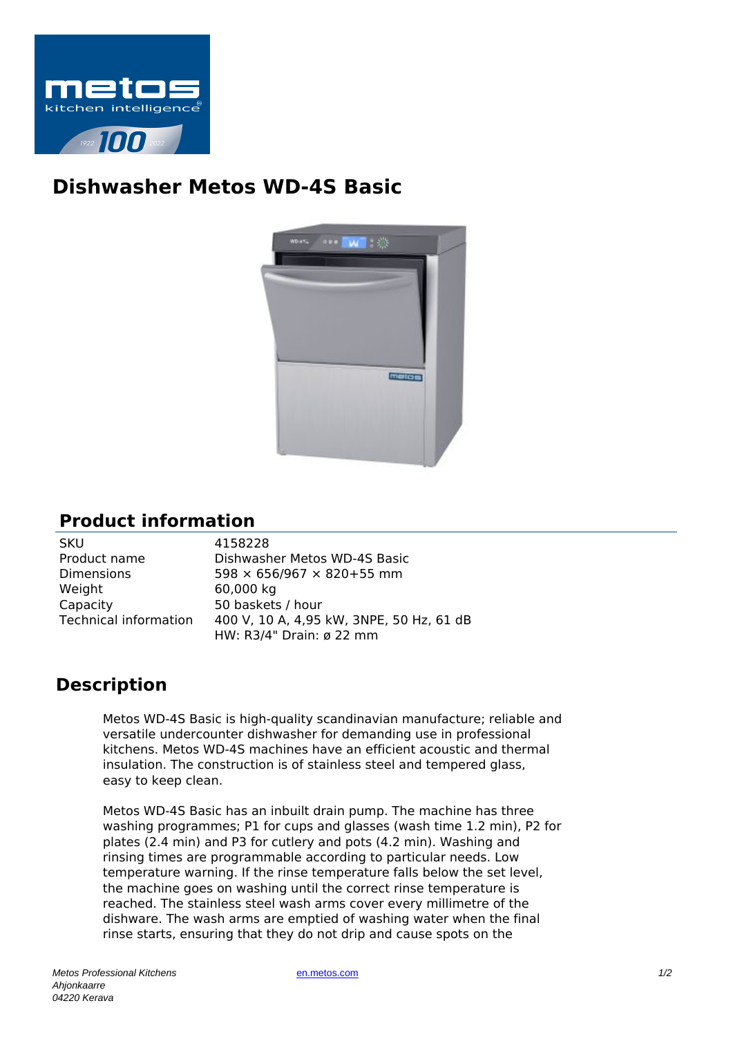# Dishwasher Metos WD-4S Basic

## Product information

| | |
|---|---|
| SKU | 4158228 |
| Product name | Dishwasher Metos WD-4S Basic |
| Dimensions | 598 × 656/967 × 820+55 mm |
| Weight | 60,000 kg |
| Capacity | 50 baskets / hour |
| Technical information | 400 V, 10 A, 4,95 kW, 3NPE, 50 Hz, 61 dB<br>HW: R3/4" Drain: ø 22 mm |

## Description

Metos WD-4S Basic is high-quality scandinavian manufacture; reliable and versatile undercounter dishwasher for demanding use in professional kitchens. Metos WD-4S machines have an efficient acoustic and thermal insulation. The construction is of stainless steel and tempered glass, easy to keep clean.

Metos WD-4S Basic has an inbuilt drain pump. The machine has three washing programmes; P1 for cups and glasses (wash time 1.2 min), P2 for plates (2.4 min) and P3 for cutlery and pots (4.2 min). Washing and rinsing times are programmable according to particular needs. Low temperature warning. If the rinse temperature falls below the set level, the machine goes on washing until the correct rinse temperature is reached. The stainless steel wash arms cover every millimetre of the dishware. The wash arms are emptied of washing water when the final rinse starts, ensuring that they do not drip and cause spots on the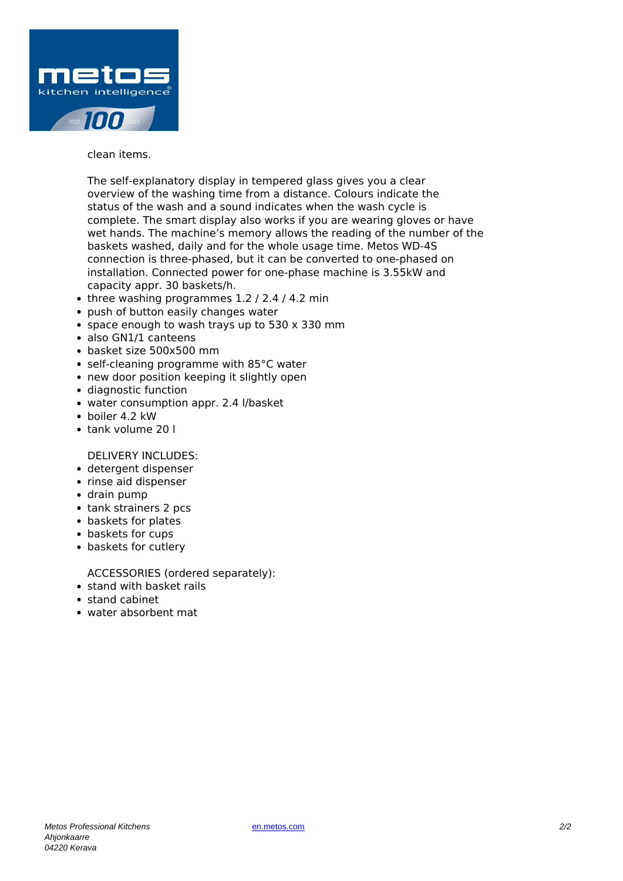clean items.

The self-explanatory display in tempered glass gives you a clear overview of the washing time from a distance. Colours indicate the status of the wash and a sound indicates when the wash cycle is complete. The smart display also works if you are wearing gloves or have wet hands. The machine's memory allows the reading of the number of the baskets washed, daily and for the whole usage time. Metos WD-4S connection is three-phased, but it can be converted to one-phased on installation. Connected power for one-phase machine is 3.55kW and capacity appr. 30 baskets/h.

- three washing programmes 1.2 / 2.4 / 4.2 min
- push of button easily changes water
- space enough to wash trays up to 530 x 330 mm
- also GN1/1 canteens
- basket size 500x500 mm
- self-cleaning programme with 85°C water
- new door position keeping it slightly open
- diagnostic function
- water consumption appr. 2.4 l/basket
- boiler 4.2 kW
- tank volume 20 l

DELIVERY INCLUDES:

- detergent dispenser
- rinse aid dispenser
- drain pump
- tank strainers 2 pcs
- baskets for plates
- baskets for cups
- baskets for cutlery

ACCESSORIES (ordered separately):

- stand with basket rails
- stand cabinet
- water absorbent mat